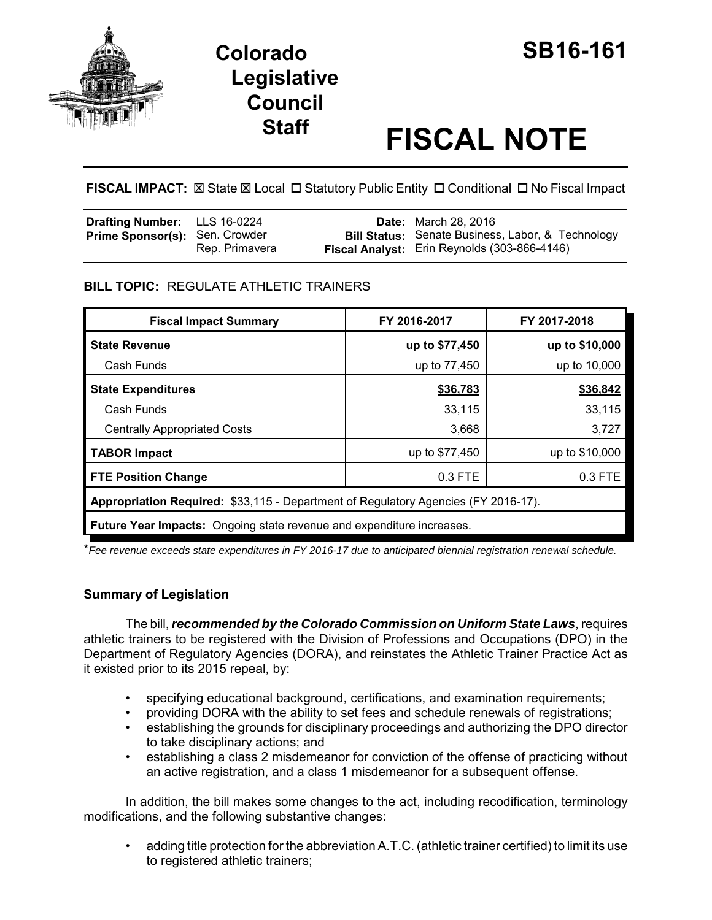# Colorado Legislative Council Staff

# SB16-161

# FISCAL NOTE

**FISCAL IMPACT:** ☒ State ☒ Local ☐ Statutory Public Entity ☐ Conditional ☐ No Fiscal Impact

| | | | |
|---|---|---|---|
| **Drafting Number:** | LLS 16-0224 | **Date:** | March 28, 2016 |
| **Prime Sponsor(s):** | Sen. Crowder<br>Rep. Primavera | **Bill Status:** | Senate Business, Labor, & Technology |
| | | **Fiscal Analyst:** | Erin Reynolds (303-866-4146) |

**BILL TOPIC:** REGULATE ATHLETIC TRAINERS

| Fiscal Impact Summary | FY 2016-2017 | FY 2017-2018 |
|---|---|---|
| **State Revenue** | **up to $77,450** | **up to $10,000** |
| Cash Funds | up to 77,450 | up to 10,000 |
| **State Expenditures** | **$36,783** | **$36,842** |
| Cash Funds | 33,115 | 33,115 |
| Centrally Appropriated Costs | 3,668 | 3,727 |
| **TABOR Impact** | up to $77,450 | up to $10,000 |
| **FTE Position Change** | 0.3 FTE | 0.3 FTE |
| **Appropriation Required:** $33,115 - Department of Regulatory Agencies (FY 2016-17). | | |
| **Future Year Impacts:** Ongoing state revenue and expenditure increases. | | |

**Fee revenue exceeds state expenditures in FY 2016-17 due to anticipated biennial registration renewal schedule.*

## Summary of Legislation

The bill, ***recommended by the Colorado Commission on Uniform State Laws***, requires athletic trainers to be registered with the Division of Professions and Occupations (DPO) in the Department of Regulatory Agencies (DORA), and reinstates the Athletic Trainer Practice Act as it existed prior to its 2015 repeal, by:

- specifying educational background, certifications, and examination requirements;
- providing DORA with the ability to set fees and schedule renewals of registrations;
- establishing the grounds for disciplinary proceedings and authorizing the DPO director to take disciplinary actions; and
- establishing a class 2 misdemeanor for conviction of the offense of practicing without an active registration, and a class 1 misdemeanor for a subsequent offense.

In addition, the bill makes some changes to the act, including recodification, terminology modifications, and the following substantive changes:

- adding title protection for the abbreviation A.T.C. (athletic trainer certified) to limit its use to registered athletic trainers;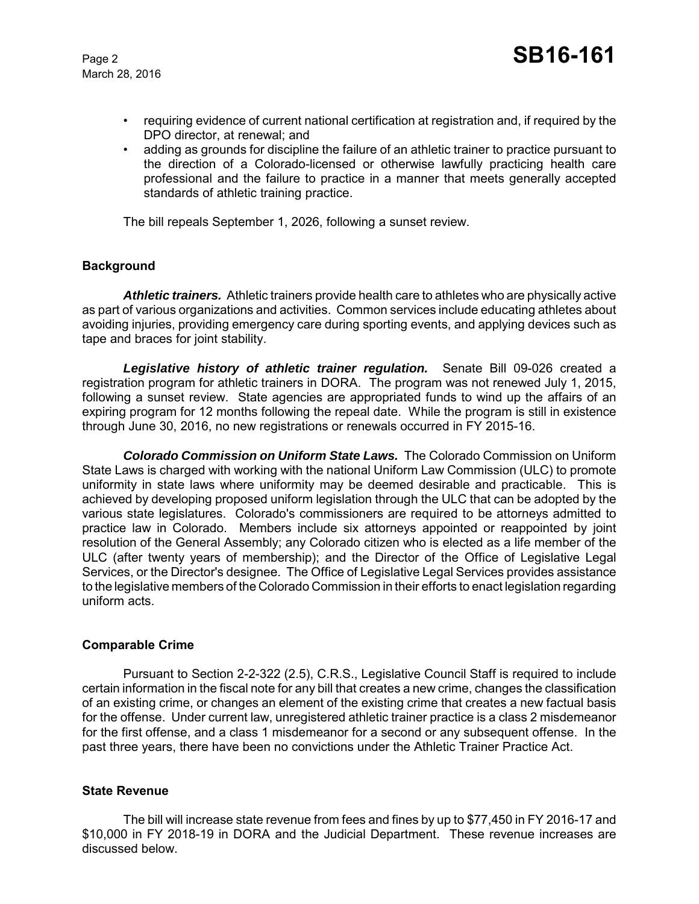- requiring evidence of current national certification at registration and, if required by the DPO director, at renewal; and
- adding as grounds for discipline the failure of an athletic trainer to practice pursuant to the direction of a Colorado-licensed or otherwise lawfully practicing health care professional and the failure to practice in a manner that meets generally accepted standards of athletic training practice.

The bill repeals September 1, 2026, following a sunset review.

## Background

***Athletic trainers.*** Athletic trainers provide health care to athletes who are physically active as part of various organizations and activities. Common services include educating athletes about avoiding injuries, providing emergency care during sporting events, and applying devices such as tape and braces for joint stability.

***Legislative history of athletic trainer regulation.*** Senate Bill 09-026 created a registration program for athletic trainers in DORA. The program was not renewed July 1, 2015, following a sunset review. State agencies are appropriated funds to wind up the affairs of an expiring program for 12 months following the repeal date. While the program is still in existence through June 30, 2016, no new registrations or renewals occurred in FY 2015-16.

***Colorado Commission on Uniform State Laws.*** The Colorado Commission on Uniform State Laws is charged with working with the national Uniform Law Commission (ULC) to promote uniformity in state laws where uniformity may be deemed desirable and practicable. This is achieved by developing proposed uniform legislation through the ULC that can be adopted by the various state legislatures. Colorado's commissioners are required to be attorneys admitted to practice law in Colorado. Members include six attorneys appointed or reappointed by joint resolution of the General Assembly; any Colorado citizen who is elected as a life member of the ULC (after twenty years of membership); and the Director of the Office of Legislative Legal Services, or the Director's designee. The Office of Legislative Legal Services provides assistance to the legislative members of the Colorado Commission in their efforts to enact legislation regarding uniform acts.

## Comparable Crime

Pursuant to Section 2-2-322 (2.5), C.R.S., Legislative Council Staff is required to include certain information in the fiscal note for any bill that creates a new crime, changes the classification of an existing crime, or changes an element of the existing crime that creates a new factual basis for the offense. Under current law, unregistered athletic trainer practice is a class 2 misdemeanor for the first offense, and a class 1 misdemeanor for a second or any subsequent offense. In the past three years, there have been no convictions under the Athletic Trainer Practice Act.

## State Revenue

The bill will increase state revenue from fees and fines by up to $77,450 in FY 2016-17 and $10,000 in FY 2018-19 in DORA and the Judicial Department. These revenue increases are discussed below.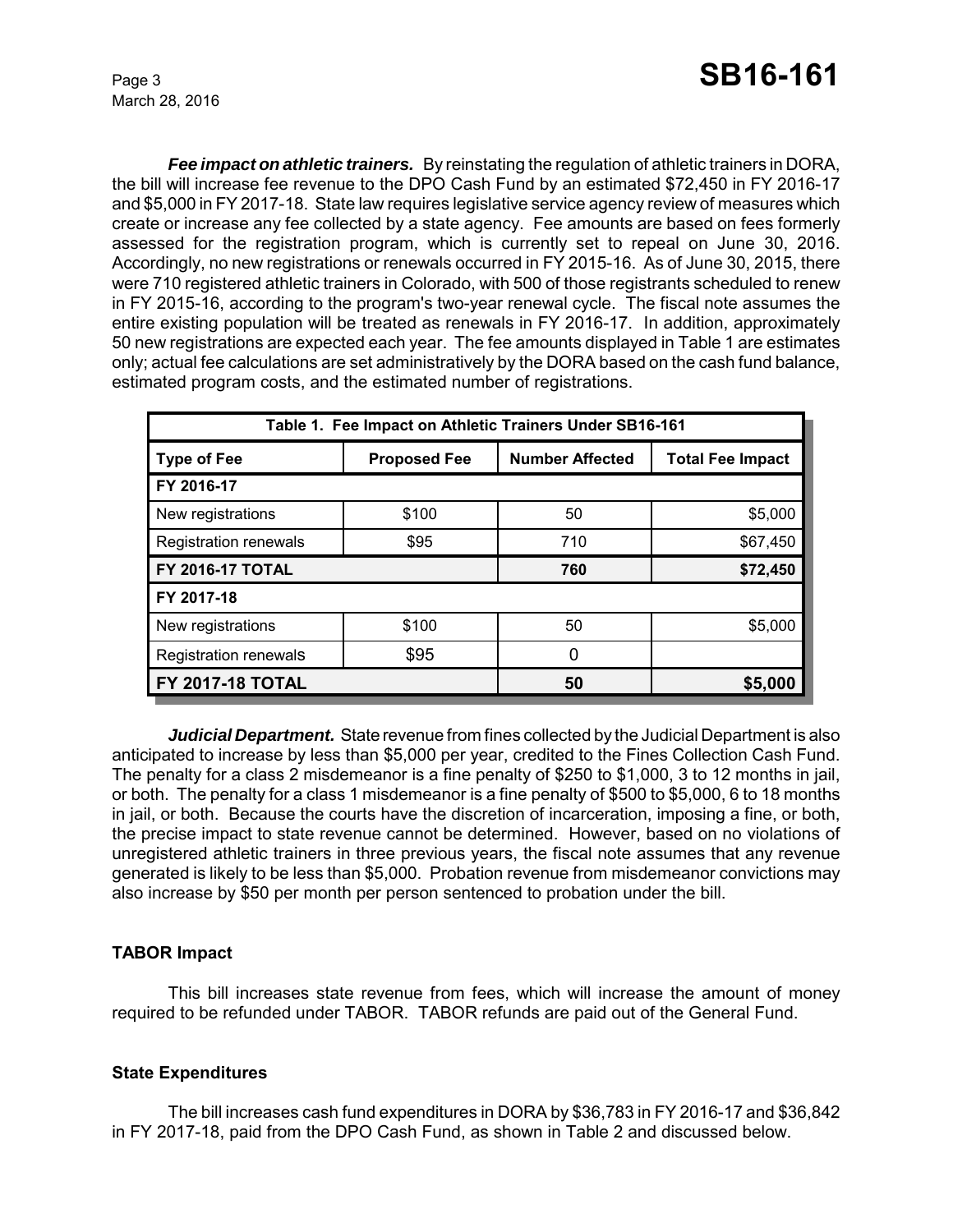***Fee impact on athletic trainers.*** By reinstating the regulation of athletic trainers in DORA, the bill will increase fee revenue to the DPO Cash Fund by an estimated $72,450 in FY 2016-17 and $5,000 in FY 2017-18. State law requires legislative service agency review of measures which create or increase any fee collected by a state agency. Fee amounts are based on fees formerly assessed for the registration program, which is currently set to repeal on June 30, 2016. Accordingly, no new registrations or renewals occurred in FY 2015-16. As of June 30, 2015, there were 710 registered athletic trainers in Colorado, with 500 of those registrants scheduled to renew in FY 2015-16, according to the program's two-year renewal cycle. The fiscal note assumes the entire existing population will be treated as renewals in FY 2016-17. In addition, approximately 50 new registrations are expected each year. The fee amounts displayed in Table 1 are estimates only; actual fee calculations are set administratively by the DORA based on the cash fund balance, estimated program costs, and the estimated number of registrations.

| Table 1. Fee Impact on Athletic Trainers Under SB16-161 | | | |
|---|---|---|---|
| **Type of Fee** | **Proposed Fee** | **Number Affected** | **Total Fee Impact** |
| **FY 2016-17** | | | |
| New registrations | $100 | 50 | $5,000 |
| Registration renewals | $95 | 710 | $67,450 |
| **FY 2016-17 TOTAL** | | **760** | **$72,450** |
| **FY 2017-18** | | | |
| New registrations | $100 | 50 | $5,000 |
| Registration renewals | $95 | 0 | |
| **FY 2017-18 TOTAL** | | **50** | **$5,000** |

***Judicial Department.*** State revenue from fines collected by the Judicial Department is also anticipated to increase by less than $5,000 per year, credited to the Fines Collection Cash Fund. The penalty for a class 2 misdemeanor is a fine penalty of $250 to $1,000, 3 to 12 months in jail, or both. The penalty for a class 1 misdemeanor is a fine penalty of $500 to $5,000, 6 to 18 months in jail, or both. Because the courts have the discretion of incarceration, imposing a fine, or both, the precise impact to state revenue cannot be determined. However, based on no violations of unregistered athletic trainers in three previous years, the fiscal note assumes that any revenue generated is likely to be less than $5,000. Probation revenue from misdemeanor convictions may also increase by $50 per month per person sentenced to probation under the bill.

**TABOR Impact**

This bill increases state revenue from fees, which will increase the amount of money required to be refunded under TABOR. TABOR refunds are paid out of the General Fund.

**State Expenditures**

The bill increases cash fund expenditures in DORA by $36,783 in FY 2016-17 and $36,842 in FY 2017-18, paid from the DPO Cash Fund, as shown in Table 2 and discussed below.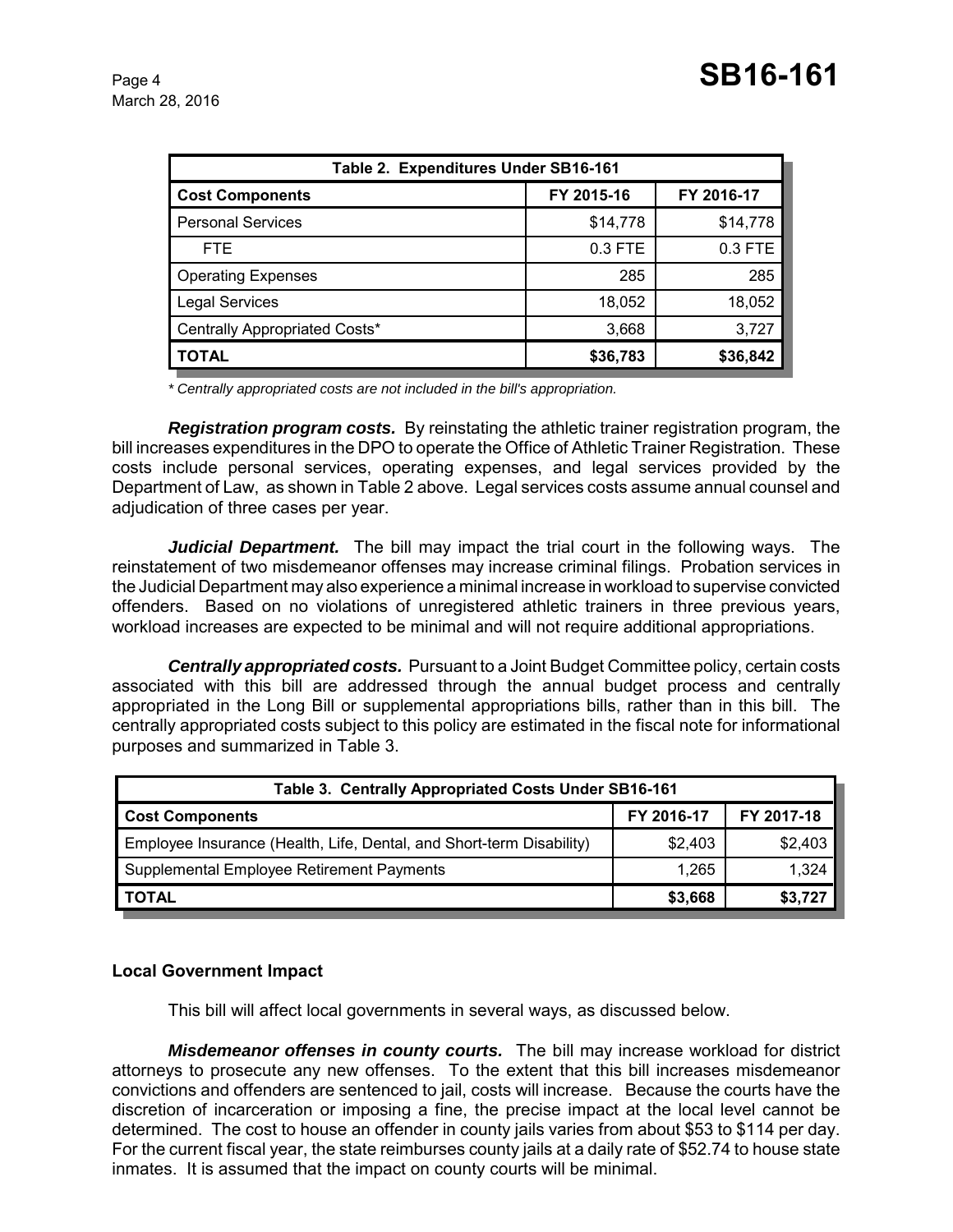| Table 2. Expenditures Under SB16-161 | | |
|---|---|---|
| **Cost Components** | **FY 2015-16** | **FY 2016-17** |
| Personal Services | $14,778 | $14,778 |
| FTE | 0.3 FTE | 0.3 FTE |
| Operating Expenses | 285 | 285 |
| Legal Services | 18,052 | 18,052 |
| Centrally Appropriated Costs* | 3,668 | 3,727 |
| **TOTAL** | **$36,783** | **$36,842** |

*\* Centrally appropriated costs are not included in the bill's appropriation.*

***Registration program costs.*** By reinstating the athletic trainer registration program, the bill increases expenditures in the DPO to operate the Office of Athletic Trainer Registration. These costs include personal services, operating expenses, and legal services provided by the Department of Law, as shown in Table 2 above. Legal services costs assume annual counsel and adjudication of three cases per year.

***Judicial Department.*** The bill may impact the trial court in the following ways. The reinstatement of two misdemeanor offenses may increase criminal filings. Probation services in the Judicial Department may also experience a minimal increase in workload to supervise convicted offenders. Based on no violations of unregistered athletic trainers in three previous years, workload increases are expected to be minimal and will not require additional appropriations.

***Centrally appropriated costs.*** Pursuant to a Joint Budget Committee policy, certain costs associated with this bill are addressed through the annual budget process and centrally appropriated in the Long Bill or supplemental appropriations bills, rather than in this bill. The centrally appropriated costs subject to this policy are estimated in the fiscal note for informational purposes and summarized in Table 3.

| Table 3. Centrally Appropriated Costs Under SB16-161 | | |
|---|---|---|
| **Cost Components** | **FY 2016-17** | **FY 2017-18** |
| Employee Insurance (Health, Life, Dental, and Short-term Disability) | $2,403 | $2,403 |
| Supplemental Employee Retirement Payments | 1,265 | 1,324 |
| **TOTAL** | **$3,668** | **$3,727** |

### Local Government Impact

This bill will affect local governments in several ways, as discussed below.

***Misdemeanor offenses in county courts.*** The bill may increase workload for district attorneys to prosecute any new offenses. To the extent that this bill increases misdemeanor convictions and offenders are sentenced to jail, costs will increase. Because the courts have the discretion of incarceration or imposing a fine, the precise impact at the local level cannot be determined. The cost to house an offender in county jails varies from about $53 to $114 per day. For the current fiscal year, the state reimburses county jails at a daily rate of $52.74 to house state inmates. It is assumed that the impact on county courts will be minimal.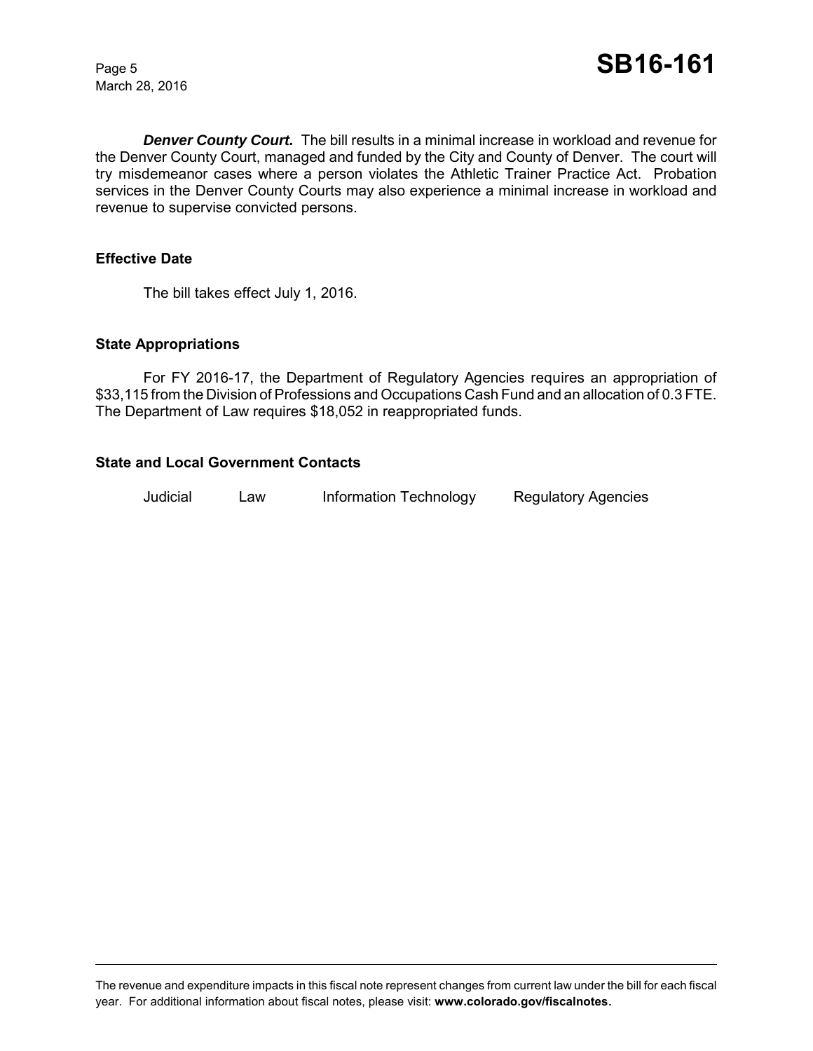***Denver County Court.*** The bill results in a minimal increase in workload and revenue for the Denver County Court, managed and funded by the City and County of Denver. The court will try misdemeanor cases where a person violates the Athletic Trainer Practice Act. Probation services in the Denver County Courts may also experience a minimal increase in workload and revenue to supervise convicted persons.

### Effective Date

The bill takes effect July 1, 2016.

### State Appropriations

For FY 2016-17, the Department of Regulatory Agencies requires an appropriation of $33,115 from the Division of Professions and Occupations Cash Fund and an allocation of 0.3 FTE. The Department of Law requires $18,052 in reappropriated funds.

### State and Local Government Contacts

Judicial     Law     Information Technology     Regulatory Agencies

The revenue and expenditure impacts in this fiscal note represent changes from current law under the bill for each fiscal year. For additional information about fiscal notes, please visit: **www.colorado.gov/fiscalnotes.**